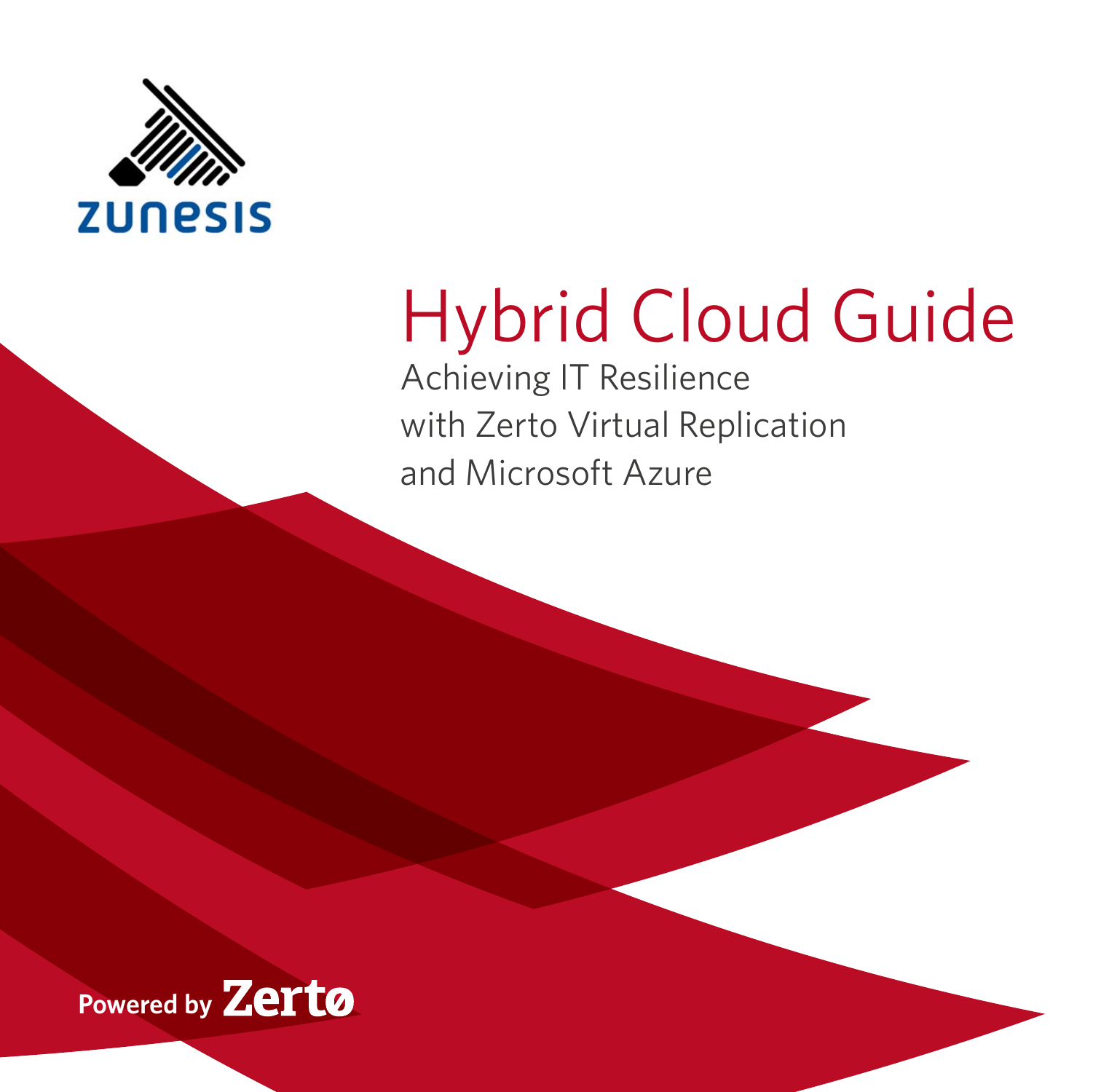zunesis

# Hybrid Cloud Guide

Achieving IT Resilience
with Zerto Virtual Replication
and Microsoft Azure

Powered by Zerto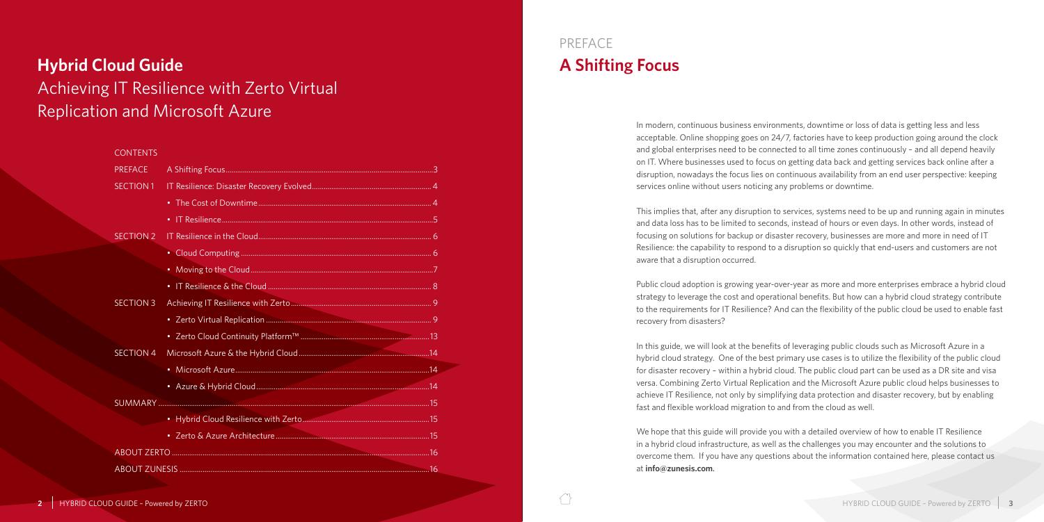# Hybrid Cloud Guide

## Achieving IT Resilience with Zerto Virtual Replication and Microsoft Azure

CONTENTS

| | | |
|---|---|---|
| PREFACE | A Shifting Focus | 3 |
| SECTION 1 | IT Resilience: Disaster Recovery Evolved | 4 |
| | • The Cost of Downtime | 4 |
| | • IT Resilience | 5 |
| SECTION 2 | IT Resilience in the Cloud | 6 |
| | • Cloud Computing | 6 |
| | • Moving to the Cloud | 7 |
| | • IT Resilience & the Cloud | 8 |
| SECTION 3 | Achieving IT Resilience with Zerto | 9 |
| | • Zerto Virtual Replication | 9 |
| | • Zerto Cloud Continuity Platform™ | 13 |
| SECTION 4 | Microsoft Azure & the Hybrid Cloud | 14 |
| | • Microsoft Azure | 14 |
| | • Azure & Hybrid Cloud | 14 |
| SUMMARY | | 15 |
| | • Hybrid Cloud Resilience with Zerto | 15 |
| | • Zerto & Azure Architecture | 15 |
| ABOUT ZERTO | | 16 |
| ABOUT ZUNESIS | | 16 |

PREFACE

# A Shifting Focus

In modern, continuous business environments, downtime or loss of data is getting less and less acceptable. Online shopping goes on 24/7, factories have to keep production going around the clock and global enterprises need to be connected to all time zones continuously – and all depend heavily on IT. Where businesses used to focus on getting data back and getting services back online after a disruption, nowadays the focus lies on continuous availability from an end user perspective: keeping services online without users noticing any problems or downtime.

This implies that, after any disruption to services, systems need to be up and running again in minutes and data loss has to be limited to seconds, instead of hours or even days. In other words, instead of focusing on solutions for backup or disaster recovery, businesses are more and more in need of IT Resilience: the capability to respond to a disruption so quickly that end-users and customers are not aware that a disruption occurred.

Public cloud adoption is growing year-over-year as more and more enterprises embrace a hybrid cloud strategy to leverage the cost and operational benefits. But how can a hybrid cloud strategy contribute to the requirements for IT Resilience? And can the flexibility of the public cloud be used to enable fast recovery from disasters?

In this guide, we will look at the benefits of leveraging public clouds such as Microsoft Azure in a hybrid cloud strategy. One of the best primary use cases is to utilize the flexibility of the public cloud for disaster recovery – within a hybrid cloud. The public cloud part can be used as a DR site and visa versa. Combining Zerto Virtual Replication and the Microsoft Azure public cloud helps businesses to achieve IT Resilience, not only by simplifying data protection and disaster recovery, but by enabling fast and flexible workload migration to and from the cloud as well.

We hope that this guide will provide you with a detailed overview of how to enable IT Resilience in a hybrid cloud infrastructure, as well as the challenges you may encounter and the solutions to overcome them. If you have any questions about the information contained here, please contact us at **info@zunesis.com**.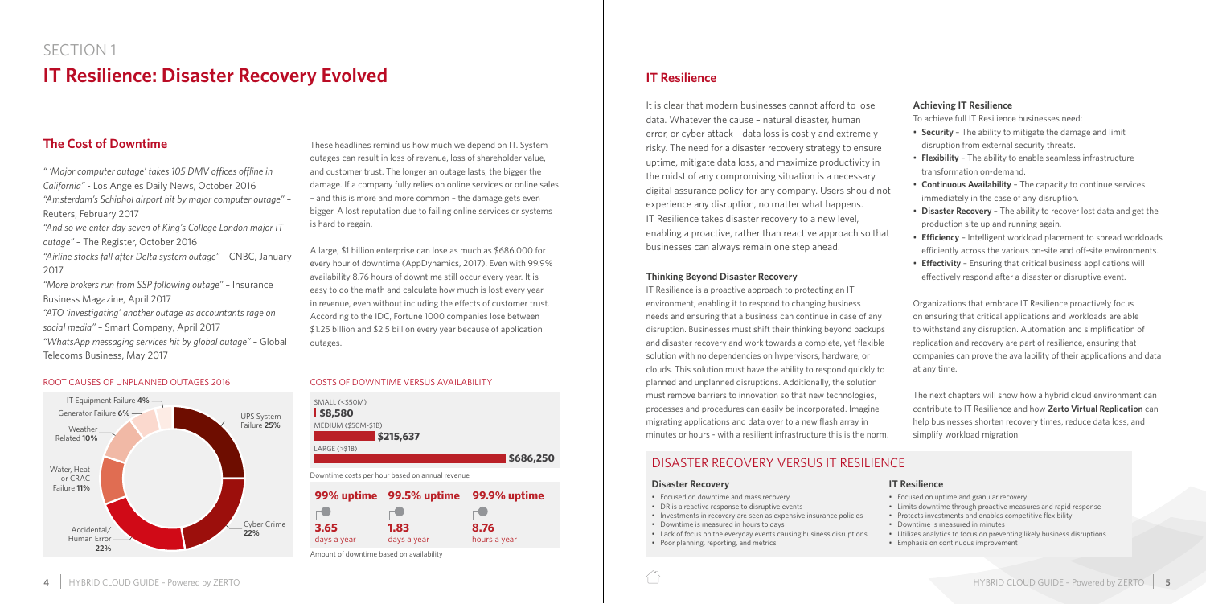# SECTION 1

# IT Resilience: Disaster Recovery Evolved

## The Cost of Downtime

*" 'Major computer outage' takes 105 DMV offices offline in California"* - Los Angeles Daily News, October 2016
*"Amsterdam's Schiphol airport hit by major computer outage"* – Reuters, February 2017
*"And so we enter day seven of King's College London major IT outage"* – The Register, October 2016
*"Airline stocks fall after Delta system outage"* – CNBC, January 2017
*"More brokers run from SSP following outage"* – Insurance Business Magazine, April 2017
*"ATO 'investigating' another outage as accountants rage on social media"* – Smart Company, April 2017
*"WhatsApp messaging services hit by global outage"* – Global Telecoms Business, May 2017

These headlines remind us how much we depend on IT. System outages can result in loss of revenue, loss of shareholder value, and customer trust. The longer an outage lasts, the bigger the damage. If a company fully relies on online services or online sales – and this is more and more common – the damage gets even bigger. A lost reputation due to failing online services or systems is hard to regain.

A large, $1 billion enterprise can lose as much as $686,000 for every hour of downtime (AppDynamics, 2017). Even with 99.9% availability 8.76 hours of downtime still occur every year. It is easy to do the math and calculate how much is lost every year in revenue, even without including the effects of customer trust. According to the IDC, Fortune 1000 companies lose between $1.25 billion and $2.5 billion every year because of application outages.

### ROOT CAUSES OF UNPLANNED OUTAGES 2016

| Cause | Share |
|---|---|
| UPS System Failure | 25% |
| Cyber Crime | 22% |
| Accidental/Human Error | 22% |
| Water, Heat or CRAC Failure | 11% |
| Weather Related | 10% |
| Generator Failure | 6% |
| IT Equipment Failure | 4% |

### COSTS OF DOWNTIME VERSUS AVAILABILITY

| Company size | Downtime cost per hour |
|---|---|
| SMALL (<$50M) | $8,580 |
| MEDIUM ($50M-$1B) | $215,637 |
| LARGE (>$1B) | $686,250 |

Downtime costs per hour based on annual revenue

| 99% uptime | 99.5% uptime | 99.9% uptime |
|---|---|---|
| 3.65 days a year | 1.83 days a year | 8.76 hours a year |

Amount of downtime based on availability

## IT Resilience

It is clear that modern businesses cannot afford to lose data. Whatever the cause – natural disaster, human error, or cyber attack – data loss is costly and extremely risky. The need for a disaster recovery strategy to ensure uptime, mitigate data loss, and maximize productivity in the midst of any compromising situation is a necessary digital assurance policy for any company. Users should not experience any disruption, no matter what happens. IT Resilience takes disaster recovery to a new level, enabling a proactive, rather than reactive approach so that businesses can always remain one step ahead.

### Thinking Beyond Disaster Recovery

IT Resilience is a proactive approach to protecting an IT environment, enabling it to respond to changing business needs and ensuring that a business can continue in case of any disruption. Businesses must shift their thinking beyond backups and disaster recovery and work towards a complete, yet flexible solution with no dependencies on hypervisors, hardware, or clouds. This solution must have the ability to respond quickly to planned and unplanned disruptions. Additionally, the solution must remove barriers to innovation so that new technologies, processes and procedures can easily be incorporated. Imagine migrating applications and data over to a new flash array in minutes or hours - with a resilient infrastructure this is the norm.

### Achieving IT Resilience

To achieve full IT Resilience businesses need:

- **Security** – The ability to mitigate the damage and limit disruption from external security threats.
- **Flexibility** – The ability to enable seamless infrastructure transformation on-demand.
- **Continuous Availability** – The capacity to continue services immediately in the case of any disruption.
- **Disaster Recovery** – The ability to recover lost data and get the production site up and running again.
- **Efficiency** – Intelligent workload placement to spread workloads efficiently across the various on-site and off-site environments.
- **Effectivity** – Ensuring that critical business applications will effectively respond after a disaster or disruptive event.

Organizations that embrace IT Resilience proactively focus on ensuring that critical applications and workloads are able to withstand any disruption. Automation and simplification of replication and recovery are part of resilience, ensuring that companies can prove the availability of their applications and data at any time.

The next chapters will show how a hybrid cloud environment can contribute to IT Resilience and how **Zerto Virtual Replication** can help businesses shorten recovery times, reduce data loss, and simplify workload migration.

## DISASTER RECOVERY VERSUS IT RESILIENCE

### Disaster Recovery

- Focused on downtime and mass recovery
- DR is a reactive response to disruptive events
- Investments in recovery are seen as expensive insurance policies
- Downtime is measured in hours to days
- Lack of focus on the everyday events causing business disruptions
- Poor planning, reporting, and metrics

### IT Resilience

- Focused on uptime and granular recovery
- Limits downtime through proactive measures and rapid response
- Protects investments and enables competitive flexibility
- Downtime is measured in minutes
- Utilizes analytics to focus on preventing likely business disruptions
- Emphasis on continuous improvement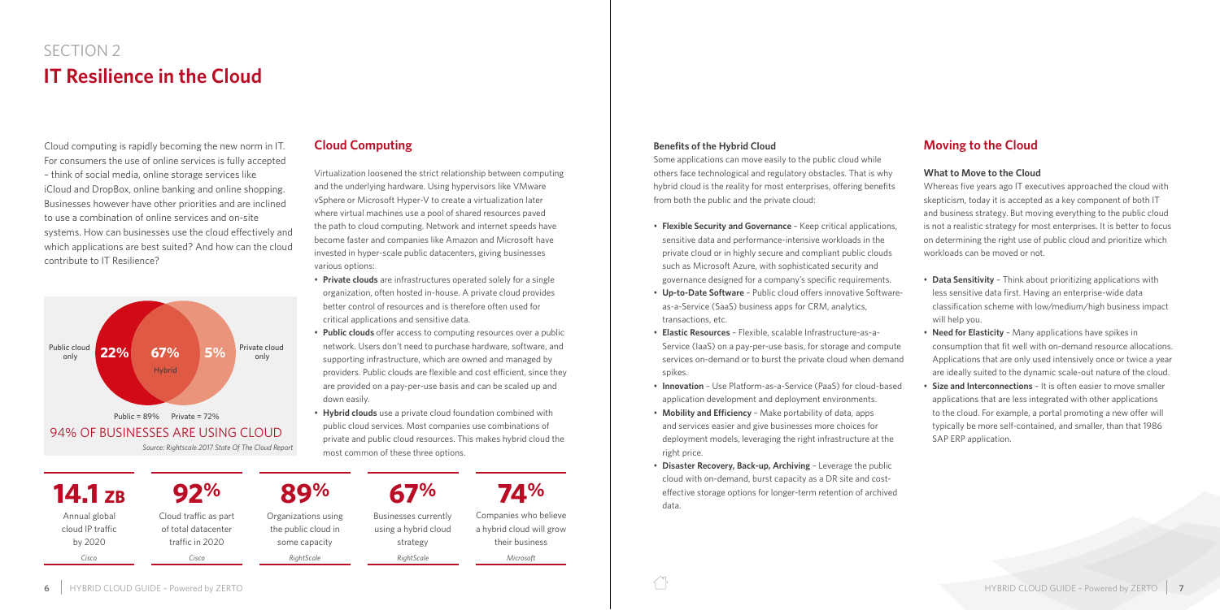## SECTION 2

# IT Resilience in the Cloud

Cloud computing is rapidly becoming the new norm in IT. For consumers the use of online services is fully accepted – think of social media, online storage services like iCloud and DropBox, online banking and online shopping. Businesses however have other priorities and are inclined to use a combination of online services and on-site systems. How can businesses use the cloud effectively and which applications are best suited? And how can the cloud contribute to IT Resilience?

Public cloud only **22%** | **67%** Hybrid | **5%** Private cloud only

Public = 89% Private = 72%

94% OF BUSINESSES ARE USING CLOUD

*Source: Rightscale 2017 State Of The Cloud Report*

## Cloud Computing

Virtualization loosened the strict relationship between computing and the underlying hardware. Using hypervisors like VMware vSphere or Microsoft Hyper-V to create a virtualization later where virtual machines use a pool of shared resources paved the path to cloud computing. Network and internet speeds have become faster and companies like Amazon and Microsoft have invested in hyper-scale public datacenters, giving businesses various options:

- **Private clouds** are infrastructures operated solely for a single organization, often hosted in-house. A private cloud provides better control of resources and is therefore often used for critical applications and sensitive data.
- **Public clouds** offer access to computing resources over a public network. Users don't need to purchase hardware, software, and supporting infrastructure, which are owned and managed by providers. Public clouds are flexible and cost efficient, since they are provided on a pay-per-use basis and can be scaled up and down easily.
- **Hybrid clouds** use a private cloud foundation combined with public cloud services. Most companies use combinations of private and public cloud resources. This makes hybrid cloud the most common of these three options.

**14.1 ZB**
Annual global cloud IP traffic by 2020
*Cisco*

**92%**
Cloud traffic as part of total datacenter traffic in 2020
*Cisco*

**89%**
Organizations using the public cloud in some capacity
*RightScale*

**67%**
Businesses currently using a hybrid cloud strategy
*RightScale*

**74%**
Companies who believe a hybrid cloud will grow their business
*Microsoft*

### Benefits of the Hybrid Cloud

Some applications can move easily to the public cloud while others face technological and regulatory obstacles. That is why hybrid cloud is the reality for most enterprises, offering benefits from both the public and the private cloud:

- **Flexible Security and Governance** – Keep critical applications, sensitive data and performance-intensive workloads in the private cloud or in highly secure and compliant public clouds such as Microsoft Azure, with sophisticated security and governance designed for a company's specific requirements.
- **Up-to-Date Software** – Public cloud offers innovative Software-as-a-Service (SaaS) business apps for CRM, analytics, transactions, etc.
- **Elastic Resources** – Flexible, scalable Infrastructure-as-a-Service (IaaS) on a pay-per-use basis, for storage and compute services on-demand or to burst the private cloud when demand spikes.
- **Innovation** – Use Platform-as-a-Service (PaaS) for cloud-based application development and deployment environments.
- **Mobility and Efficiency** – Make portability of data, apps and services easier and give businesses more choices for deployment models, leveraging the right infrastructure at the right price.
- **Disaster Recovery, Back-up, Archiving** – Leverage the public cloud with on-demand, burst capacity as a DR site and cost-effective storage options for longer-term retention of archived data.

## Moving to the Cloud

### What to Move to the Cloud

Whereas five years ago IT executives approached the cloud with skepticism, today it is accepted as a key component of both IT and business strategy. But moving everything to the public cloud is not a realistic strategy for most enterprises. It is better to focus on determining the right use of public cloud and prioritize which workloads can be moved or not.

- **Data Sensitivity** – Think about prioritizing applications with less sensitive data first. Having an enterprise-wide data classification scheme with low/medium/high business impact will help you.
- **Need for Elasticity** – Many applications have spikes in consumption that fit well with on-demand resource allocations. Applications that are only used intensively once or twice a year are ideally suited to the dynamic scale-out nature of the cloud.
- **Size and Interconnections** – It is often easier to move smaller applications that are less integrated with other applications to the cloud. For example, a portal promoting a new offer will typically be more self-contained, and smaller, than that 1986 SAP ERP application.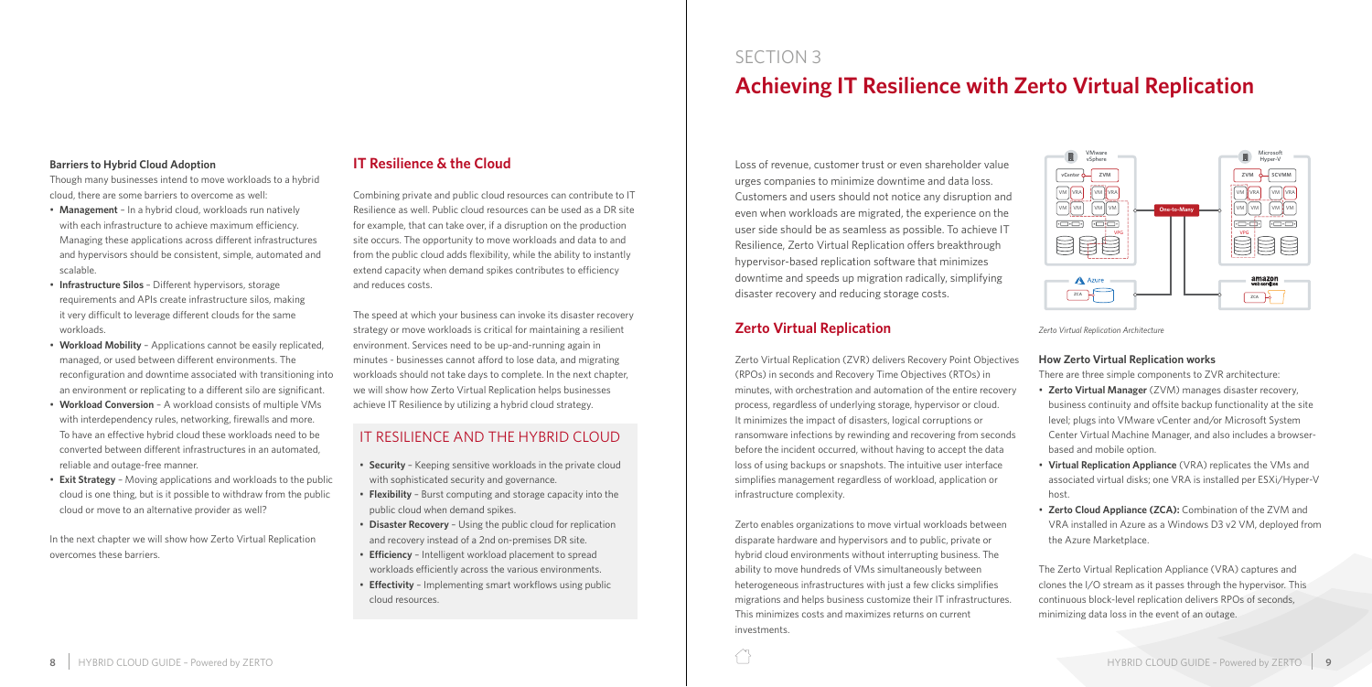### Barriers to Hybrid Cloud Adoption

Though many businesses intend to move workloads to a hybrid cloud, there are some barriers to overcome as well:

- **Management** – In a hybrid cloud, workloads run natively with each infrastructure to achieve maximum efficiency. Managing these applications across different infrastructures and hypervisors should be consistent, simple, automated and scalable.
- **Infrastructure Silos** – Different hypervisors, storage requirements and APIs create infrastructure silos, making it very difficult to leverage different clouds for the same workloads.
- **Workload Mobility** – Applications cannot be easily replicated, managed, or used between different environments. The reconfiguration and downtime associated with transitioning into an environment or replicating to a different silo are significant.
- **Workload Conversion** – A workload consists of multiple VMs with interdependency rules, networking, firewalls and more. To have an effective hybrid cloud these workloads need to be converted between different infrastructures in an automated, reliable and outage-free manner.
- **Exit Strategy** – Moving applications and workloads to the public cloud is one thing, but is it possible to withdraw from the public cloud or move to an alternative provider as well?

In the next chapter we will show how Zerto Virtual Replication overcomes these barriers.

## IT Resilience & the Cloud

Combining private and public cloud resources can contribute to IT Resilience as well. Public cloud resources can be used as a DR site for example, that can take over, if a disruption on the production site occurs. The opportunity to move workloads and data to and from the public cloud adds flexibility, while the ability to instantly extend capacity when demand spikes contributes to efficiency and reduces costs.

The speed at which your business can invoke its disaster recovery strategy or move workloads is critical for maintaining a resilient environment. Services need to be up-and-running again in minutes - businesses cannot afford to lose data, and migrating workloads should not take days to complete. In the next chapter, we will show how Zerto Virtual Replication helps businesses achieve IT Resilience by utilizing a hybrid cloud strategy.

### IT RESILIENCE AND THE HYBRID CLOUD

- **Security** – Keeping sensitive workloads in the private cloud with sophisticated security and governance.
- **Flexibility** – Burst computing and storage capacity into the public cloud when demand spikes.
- **Disaster Recovery** – Using the public cloud for replication and recovery instead of a 2nd on-premises DR site.
- **Efficiency** – Intelligent workload placement to spread workloads efficiently across the various environments.
- **Effectivity** – Implementing smart workflows using public cloud resources.

SECTION 3

# Achieving IT Resilience with Zerto Virtual Replication

Loss of revenue, customer trust or even shareholder value urges companies to minimize downtime and data loss. Customers and users should not notice any disruption and even when workloads are migrated, the experience on the user side should be as seamless as possible. To achieve IT Resilience, Zerto Virtual Replication offers breakthrough hypervisor-based replication software that minimizes downtime and speeds up migration radically, simplifying disaster recovery and reducing storage costs.

## Zerto Virtual Replication

Zerto Virtual Replication (ZVR) delivers Recovery Point Objectives (RPOs) in seconds and Recovery Time Objectives (RTOs) in minutes, with orchestration and automation of the entire recovery process, regardless of underlying storage, hypervisor or cloud. It minimizes the impact of disasters, logical corruptions or ransomware infections by rewinding and recovering from seconds before the incident occurred, without having to accept the data loss of using backups or snapshots. The intuitive user interface simplifies management regardless of workload, application or infrastructure complexity.

Zerto enables organizations to move virtual workloads between disparate hardware and hypervisors and to public, private or hybrid cloud environments without interrupting business. The ability to move hundreds of VMs simultaneously between heterogeneous infrastructures with just a few clicks simplifies migrations and helps business customize their IT infrastructures. This minimizes costs and maximizes returns on current investments.

*Zerto Virtual Replication Architecture*

### How Zerto Virtual Replication works

There are three simple components to ZVR architecture:

- **Zerto Virtual Manager** (ZVM) manages disaster recovery, business continuity and offsite backup functionality at the site level; plugs into VMware vCenter and/or Microsoft System Center Virtual Machine Manager, and also includes a browser-based and mobile option.
- **Virtual Replication Appliance** (VRA) replicates the VMs and associated virtual disks; one VRA is installed per ESXi/Hyper-V host.
- **Zerto Cloud Appliance (ZCA):** Combination of the ZVM and VRA installed in Azure as a Windows D3 v2 VM, deployed from the Azure Marketplace.

The Zerto Virtual Replication Appliance (VRA) captures and clones the I/O stream as it passes through the hypervisor. This continuous block-level replication delivers RPOs of seconds, minimizing data loss in the event of an outage.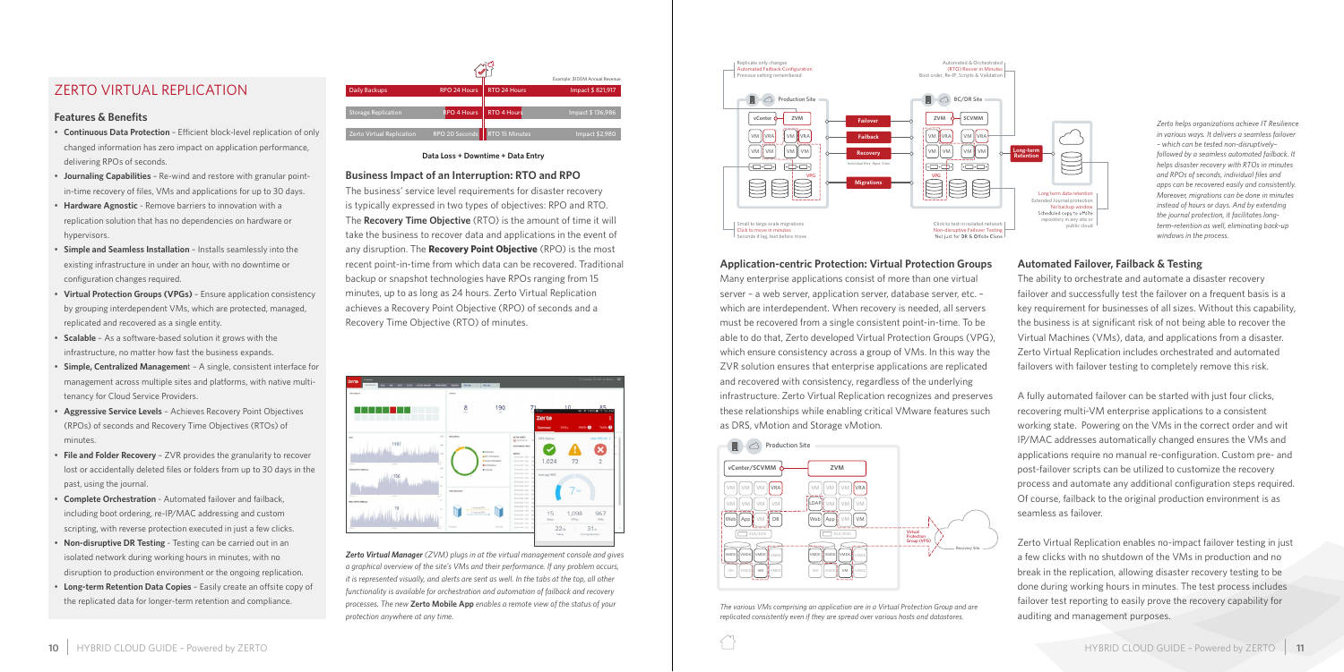# ZERTO VIRTUAL REPLICATION

## Features & Benefits

- **Continuous Data Protection** – Efficient block-level replication of only changed information has zero impact on application performance, delivering RPOs of seconds.
- **Journaling Capabilities** – Re-wind and restore with granular point-in-time recovery of files, VMs and applications for up to 30 days.
- **Hardware Agnostic** - Remove barriers to innovation with a replication solution that has no dependencies on hardware or hypervisors.
- **Simple and Seamless Installation** – Installs seamlessly into the existing infrastructure in under an hour, with no downtime or configuration changes required.
- **Virtual Protection Groups (VPGs)** – Ensure application consistency by grouping interdependent VMs, which are protected, managed, replicated and recovered as a single entity.
- **Scalable** – As a software-based solution it grows with the infrastructure, no matter how fast the business expands.
- **Simple, Centralized Management** – A single, consistent interface for management across multiple sites and platforms, with native multi-tenancy for Cloud Service Providers.
- **Aggressive Service Levels** – Achieves Recovery Point Objectives (RPOs) of seconds and Recovery Time Objectives (RTOs) of minutes.
- **File and Folder Recovery** – ZVR provides the granularity to recover lost or accidentally deleted files or folders from up to 30 days in the past, using the journal.
- **Complete Orchestration** - Automated failover and failback, including boot ordering, re-IP/MAC addressing and custom scripting, with reverse protection executed in just a few clicks.
- **Non-disruptive DR Testing** - Testing can be carried out in an isolated network during working hours in minutes, with no disruption to production environment or the ongoing replication.
- **Long-term Retention Data Copies** – Easily create an offsite copy of the replicated data for longer-term retention and compliance.

| | | | Example: $100M Annual Revenue |
|---|---|---|---|
| Daily Backups | RPO 24 Hours | RTO 24 Hours | Impact $ 821,917 |
| Storage Replication | RPO 4 Hours | RTO 4 Hours | Impact $ 136,986 |
| Zerto Virtual Replication | RPO 20 Seconds | RTO 15 Minutes | Impact $2,980 |

**Data Loss + Downtime + Data Entry**

### Business Impact of an Interruption: RTO and RPO

The business' service level requirements for disaster recovery is typically expressed in two types of objectives: RPO and RTO. The **Recovery Time Objective** (RTO) is the amount of time it will take the business to recover data and applications in the event of any disruption. The **Recovery Point Objective** (RPO) is the most recent point-in-time from which data can be recovered. Traditional backup or snapshot technologies have RPOs ranging from 15 minutes, up to as long as 24 hours. Zerto Virtual Replication achieves a Recovery Point Objective (RPO) of seconds and a Recovery Time Objective (RTO) of minutes.

***Zerto Virtual Manager** (ZVM) plugs in at the virtual management console and gives a graphical overview of the site's VMs and their performance. If any problem occurs, it is represented visually, and alerts are sent as well. In the tabs at the top, all other functionality is available for orchestration and automation of failback and recovery processes. The new **Zerto Mobile App** enables a remote view of the status of your protection anywhere at any time.*

*Zerto helps organizations achieve IT Resilience in various ways. It delivers a seamless failover – which can be tested non-disruptively– followed by a seamless automated failback. It helps disaster recovery with RTOs in minutes and RPOs of seconds, individual files and apps can be recovered easily and consistently. Moreover, migrations can be done in minutes instead of hours or days. And by extending the journal protection, it facilitates long-term-retention as well, eliminating back-up windows in the process.*

### Application-centric Protection: Virtual Protection Groups

Many enterprise applications consist of more than one virtual server – a web server, application server, database server, etc. – which are interdependent. When recovery is needed, all servers must be recovered from a single consistent point-in-time. To be able to do that, Zerto developed Virtual Protection Groups (VPG), which ensure consistency across a group of VMs. In this way the ZVR solution ensures that enterprise applications are replicated and recovered with consistency, regardless of the underlying infrastructure. Zerto Virtual Replication recognizes and preserves these relationships while enabling critical VMware features such as DRS, vMotion and Storage vMotion.

*The various VMs comprising an application are in a Virtual Protection Group and are replicated consistently even if they are spread over various hosts and datastores.*

### Automated Failover, Failback & Testing

The ability to orchestrate and automate a disaster recovery failover and successfully test the failover on a frequent basis is a key requirement for businesses of all sizes. Without this capability, the business is at significant risk of not being able to recover the Virtual Machines (VMs), data, and applications from a disaster. Zerto Virtual Replication includes orchestrated and automated failovers with failover testing to completely remove this risk.

A fully automated failover can be started with just four clicks, recovering multi-VM enterprise applications to a consistent working state. Powering on the VMs in the correct order and wit IP/MAC addresses automatically changed ensures the VMs and applications require no manual re-configuration. Custom pre- and post-failover scripts can be utilized to customize the recovery process and automate any additional configuration steps required. Of course, failback to the original production environment is as seamless as failover.

Zerto Virtual Replication enables no-impact failover testing in just a few clicks with no shutdown of the VMs in production and no break in the replication, allowing disaster recovery testing to be done during working hours in minutes. The test process includes failover test reporting to easily prove the recovery capability for auditing and management purposes.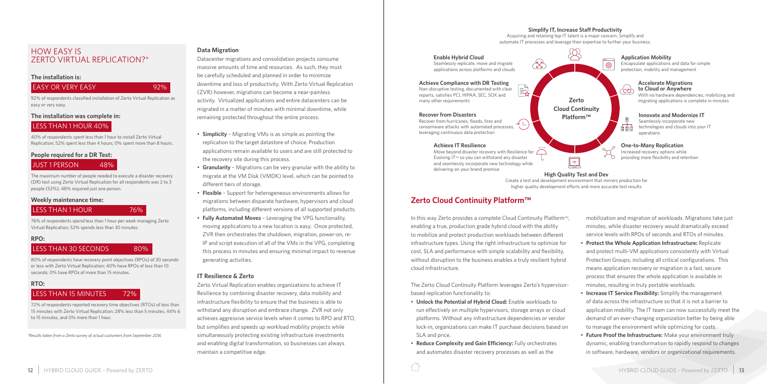## HOW EASY IS ZERTO VIRTUAL REPLICATION?*

### The installation is:

**EASY OR VERY EASY 92%**

92% of respondents classified installation of Zerto Virtual Replication as easy or very easy.

### The installation was complete in:

**LESS THAN 1 HOUR 40%**

40% of respondents spent less than 1 hour to install Zerto Virtual Replication; 52% spent less than 4 hours; 0% spent more than 8 hours.

### People required for a DR Test:

**JUST 1 PERSON 48%**

The maximum number of people needed to execute a disaster recovery (DR) test using Zerto Virtual Replication for all respondents was 2 to 3 people (52%); 48% required just one person.

### Weekly maintenance time:

**LESS THAN 1 HOUR 76%**

76% of respondents spend less than 1 hour per week managing Zerto Virtual Replication; 52% spends less than 30 minutes.

### RPO:

**LESS THAN 30 SECONDS 80%**

80% of respondents have recovery point objectives (RPOs) of 30 seconds or less with Zerto Virtual Replication; 40% have RPOs of less than 10 seconds; 0% have RPOs of more than 15 minutes.

### RTO:

**LESS THAN 15 MINUTES 72%**

72% of respondents reported recovery time objectives (RTOs) of less than 15 minutes with Zerto Virtual Replication: 28% less than 5 minutes, 44% 6 to 15 minutes, and 0% more than 1 hour.

*Results taken from a Zerto survey of actual customers from September 2016*

### Data Migration

Datacenter migrations and consolidation projects consume massive amounts of time and resources. As such, they must be carefully scheduled and planned in order to minimize downtime and loss of productivity. With Zerto Virtual Replication (ZVR) however, migrations can become a near-painless activity. Virtualized applications and entire datacenters can be migrated in a matter of minutes with minimal downtime, while remaining protected throughout the entire process.

- **Simplicity** – Migrating VMs is as simple as pointing the replication to the target datastore of choice. Production applications remain available to users and are still protected to the recovery site during this process.
- **Granularity** – Migrations can be very granular with the ability to migrate at the VM Disk (VMDK) level, which can be pointed to different tiers of storage.
- **Flexible** – Support for heterogeneous environments allows for migrations between disparate hardware, hypervisors and cloud platforms, including different versions of all supported products.
- **Fully Automated Moves** – Leveraging the VPG functionality, moving applications to a new location is easy. Once protected, ZVR then orchestrates the shutdown, migration, power-on, re-IP and script execution of all of the VMs in the VPG, completing this process in minutes and ensuring minimal impact to revenue generating activities.

### IT Resilience & Zerto

Zerto Virtual Replication enables organizations to achieve IT Resilience by combining disaster recovery, data mobility and infrastructure flexibility to ensure that the business is able to withstand any disruption and embrace change. ZVR not only achieves aggressive service levels when it comes to RPO and RTO, but simplifies and speeds up workload mobility projects while simultaneously protecting existing infrastructure investments and enabling digital transformation, so businesses can always maintain a competitive edge.

**Zerto Cloud Continuity Platform™**

**Simplify IT, Increase Staff Productivity**
Acquiring and retaining top IT talent is a major concern. Simplify and automate IT processes and leverage their expertise to further your business.

**Enable Hybrid Cloud**
Seamlessly replicate, move and migrate applications across platforms and clouds

**Achieve Compliance with DR Testing**
Non-disruptive testing, documented with clear reports, satisfies PCI, HIPAA, SEC, SOX and many other requirements

**Recover from Disasters**
Recover from hurricanes, floods, fires and ransomware attacks with automated processes, leveraging continuous data protection

**Achieve IT Resilience**
Move beyond disaster recovery with Resilience for Evolving IT™ so you can withstand any disaster and seamlessly incorporate new technology while delivering on your brand promise

**High Quality Test and Dev**
Create a test and development environment that mirrors production for higher quality development efforts and more accurate test results

**Application Mobility**
Encapsulate applications and data for simple protection, mobility and management

**Accelerate Migrations to Cloud or Anywhere**
With no hardware dependencies, mobilizing and migrating applications is complete in minutes

**Innovate and Modernize IT**
Seamlessly incorporate new technologies and clouds into your IT operations

**One-to-Many Replication**
Increased recovery options while providing more flexibility and retention

## Zerto Cloud Continuity Platform™

In this way Zerto provides a complete Cloud Continuity Platform™, enabling a true, production grade hybrid cloud with the ability to mobilize and protect production workloads between different infrastructure types. Using the right infrastructure to optimize for cost, SLA and performance with simple scalability and flexibility, without disruption to the business enables a truly resilient hybrid cloud infrastructure.

The Zerto Cloud Continuity Platform leverages Zerto's hypervisor-based replication functionality to:

- **Unlock the Potential of Hybrid Cloud:** Enable workloads to run effectively on multiple hypervisors, storage arrays or cloud platforms. Without any infrastructure dependencies or vendor lock-in, organizations can make IT purchase decisions based on SLA and price.
- **Reduce Complexity and Gain Efficiency:** Fully orchestrates and automates disaster recovery processes as well as the mobilization and migration of workloads. Migrations take just minutes, while disaster recovery would dramatically exceed service levels with RPOs of seconds and RTOs of minutes.
- **Protect the Whole Application Infrastructure:** Replicate and protect multi-VM applications consistently with Virtual Protection Groups, including all critical configurations. This means application recovery or migration is a fast, secure process that ensures the whole application is available in minutes, resulting in truly portable workloads.
- **Increase IT Service Flexibility:** Simplify the management of data across the infrastructure so that it is not a barrier to application mobility. The IT team can now successfully meet the demand of an ever-changing organization better by being able to manage the environment while optimizing for costs.
- **Future Proof the Infrastructure:** Make your environment truly dynamic, enabling transformation to rapidly respond to changes in software, hardware, vendors or organizational requirements.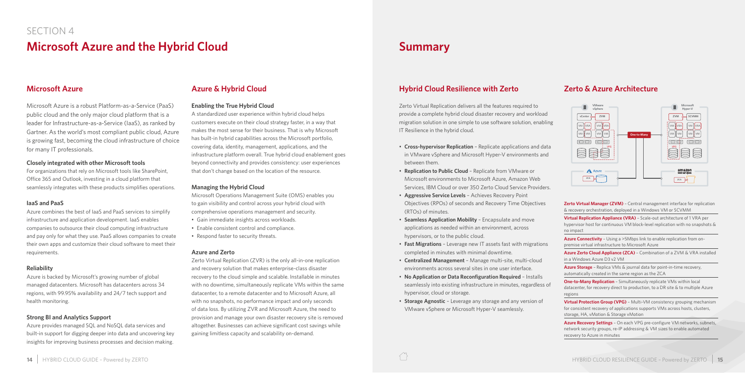SECTION 4

# Microsoft Azure and the Hybrid Cloud

## Microsoft Azure

Microsoft Azure is a robust Platform-as-a-Service (PaaS) public cloud and the only major cloud platform that is a leader for Infrastructure-as-a-Service (IaaS), as ranked by Gartner. As the world's most compliant public cloud, Azure is growing fast, becoming the cloud infrastructure of choice for many IT professionals.

### Closely integrated with other Microsoft tools

For organizations that rely on Microsoft tools like SharePoint, Office 365 and Outlook, investing in a cloud platform that seamlessly integrates with these products simplifies operations.

### IaaS and PaaS

Azure combines the best of IaaS and PaaS services to simplify infrastructure and application development. IaaS enables companies to outsource their cloud computing infrastructure and pay only for what they use. PaaS allows companies to create their own apps and customize their cloud software to meet their requirements.

### Reliability

Azure is backed by Microsoft's growing number of global managed datacenters. Microsoft has datacenters across 34 regions, with 99.95% availability and 24/7 tech support and health monitoring.

### Strong BI and Analytics Support

Azure provides managed SQL and NoSQL data services and built-in support for digging deeper into data and uncovering key insights for improving business processes and decision making.

## Azure & Hybrid Cloud

### Enabling the True Hybrid Cloud

A standardized user experience within hybrid cloud helps customers execute on their cloud strategy faster, in a way that makes the most sense for their business. That is why Microsoft has built-in hybrid capabilities across the Microsoft portfolio, covering data, identity, management, applications, and the infrastructure platform overall. True hybrid cloud enablement goes beyond connectivity and provides consistency: user experiences that don't change based on the location of the resource.

### Managing the Hybrid Cloud

Microsoft Operations Management Suite (OMS) enables you to gain visibility and control across your hybrid cloud with comprehensive operations management and security.

- Gain immediate insights across workloads.
- Enable consistent control and compliance.
- Respond faster to security threats.

### Azure and Zerto

Zerto Virtual Replication (ZVR) is the only all-in-one replication and recovery solution that makes enterprise-class disaster recovery to the cloud simple and scalable. Installable in minutes with no downtime, simultaneously replicate VMs within the same datacenter, to a remote datacenter and to Microsoft Azure, all with no snapshots, no performance impact and only seconds of data loss. By utilizing ZVR and Microsoft Azure, the need to provision and manage your own disaster recovery site is removed altogether. Businesses can achieve significant cost savings while gaining limitless capacity and scalability on-demand.

# Summary

## Hybrid Cloud Resilience with Zerto

Zerto Virtual Replication delivers all the features required to provide a complete hybrid cloud disaster recovery and workload migration solution in one simple to use software solution, enabling IT Resilience in the hybrid cloud.

- **Cross-hypervisor Replication** – Replicate applications and data in VMware vSphere and Microsoft Hyper-V environments and between them.
- **Replication to Public Cloud** – Replicate from VMware or Microsoft environments to Microsoft Azure, Amazon Web Services, IBM Cloud or over 350 Zerto Cloud Service Providers.
- **Aggressive Service Levels** – Achieves Recovery Point Objectives (RPOs) of seconds and Recovery Time Objectives (RTOs) of minutes.
- **Seamless Application Mobility** – Encapsulate and move applications as needed within an environment, across hypervisors, or to the public cloud.
- **Fast Migrations** – Leverage new IT assets fast with migrations completed in minutes with minimal downtime.
- **Centralized Management** – Manage multi-site, multi-cloud environments across several sites in one user interface.
- **No Application or Data Reconfiguration Required** – Installs seamlessly into existing infrastructure in minutes, regardless of hypervisor, cloud or storage.
- **Storage Agnostic** – Leverage any storage and any version of VMware vSphere or Microsoft Hyper-V seamlessly.

## Zerto & Azure Architecture

**Zerto Virtual Manager (ZVM)** – Central management interface for replication & recovery orchestration, deployed in a Windows VM or SCVMM

**Virtual Replication Appliance (VRA)** – Scale-out architecture of 1 VRA per hypervisor host for continuous VM block-level replication with no snapshots & no impact

**Azure Connectivity** – Using a >5Mbps link to enable replication from on-premise virtual infrastructure to Microsoft Azure

**Azure Zerto Cloud Appliance (ZCA)** – Combination of a ZVM & VRA installed in a Windows Azure D3 v2 VM

**Azure Storage** – Replica VMs & journal data for point-in-time recovery, automatically created in the same region as the ZCA

**One-to-Many Replication** – Simultaneously replicate VMs within local datacenter, for recovery direct to production, to a DR site & to multiple Azure regions

**Virtual Protection Group (VPG)** – Multi-VM consistency grouping mechanism for consistent recovery of applications supports VMs across hosts, clusters, storage, HA, vMotion & Storage vMotion

**Azure Recovery Settings** – On each VPG pre-configure VM networks, subnets, network security groups, re-IP addressing & VM sizes to enable automated recovery to Azure in minutes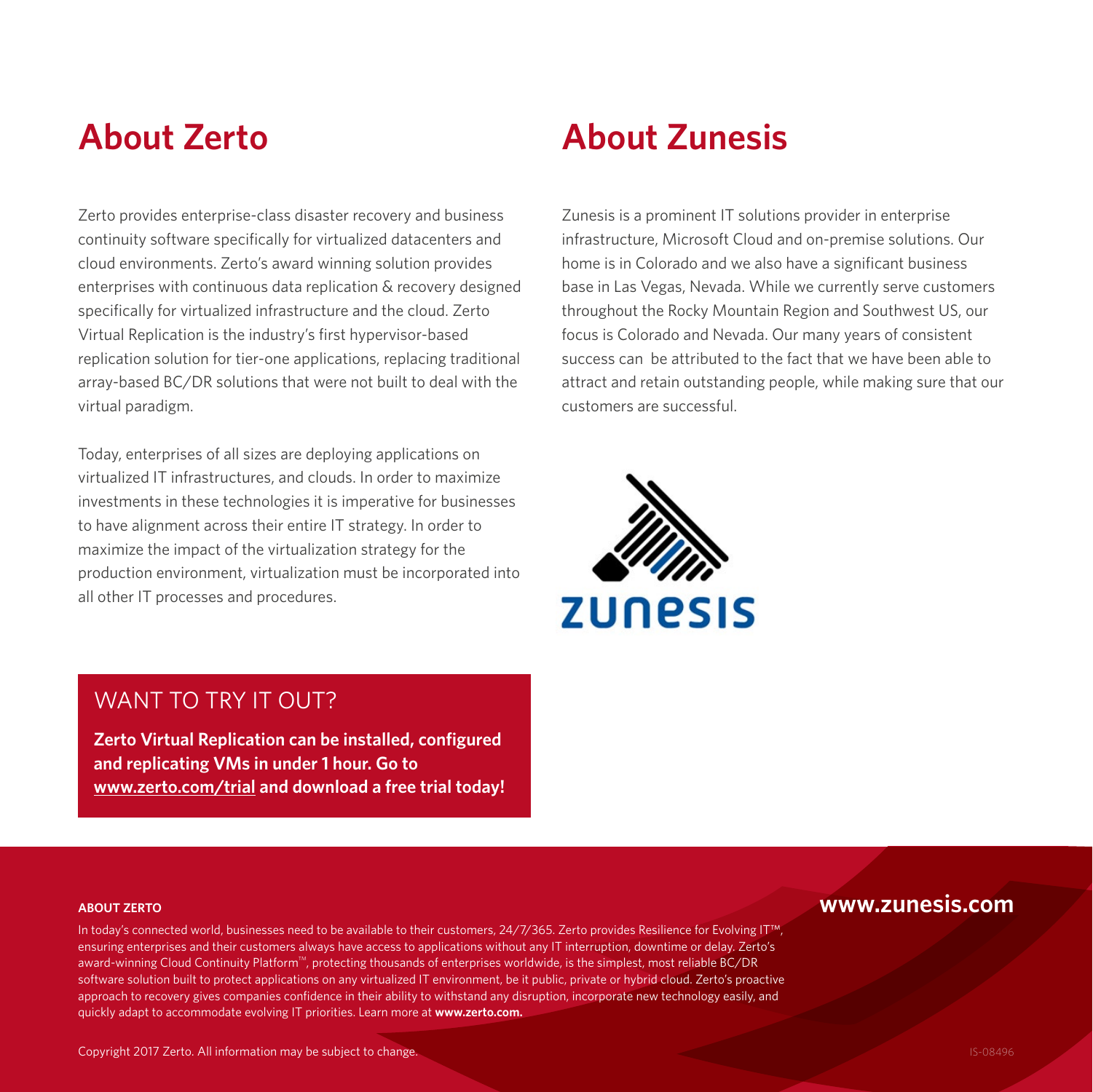## About Zerto

Zerto provides enterprise-class disaster recovery and business continuity software specifically for virtualized datacenters and cloud environments. Zerto's award winning solution provides enterprises with continuous data replication & recovery designed specifically for virtualized infrastructure and the cloud. Zerto Virtual Replication is the industry's first hypervisor-based replication solution for tier-one applications, replacing traditional array-based BC/DR solutions that were not built to deal with the virtual paradigm.

Today, enterprises of all sizes are deploying applications on virtualized IT infrastructures, and clouds. In order to maximize investments in these technologies it is imperative for businesses to have alignment across their entire IT strategy. In order to maximize the impact of the virtualization strategy for the production environment, virtualization must be incorporated into all other IT processes and procedures.

## About Zunesis

Zunesis is a prominent IT solutions provider in enterprise infrastructure, Microsoft Cloud and on-premise solutions. Our home is in Colorado and we also have a significant business base in Las Vegas, Nevada. While we currently serve customers throughout the Rocky Mountain Region and Southwest US, our focus is Colorado and Nevada. Our many years of consistent success can be attributed to the fact that we have been able to attract and retain outstanding people, while making sure that our customers are successful.

zunesis

### WANT TO TRY IT OUT?

**Zerto Virtual Replication can be installed, configured and replicating VMs in under 1 hour. Go to www.zerto.com/trial and download a free trial today!**

**ABOUT ZERTO**

In today's connected world, businesses need to be available to their customers, 24/7/365. Zerto provides Resilience for Evolving IT™, ensuring enterprises and their customers always have access to applications without any IT interruption, downtime or delay. Zerto's award-winning Cloud Continuity Platform™, protecting thousands of enterprises worldwide, is the simplest, most reliable BC/DR software solution built to protect applications on any virtualized IT environment, be it public, private or hybrid cloud. Zerto's proactive approach to recovery gives companies confidence in their ability to withstand any disruption, incorporate new technology easily, and quickly adapt to accommodate evolving IT priorities. Learn more at **www.zerto.com.**

**www.zunesis.com**

Copyright 2017 Zerto. All information may be subject to change.

IS-08496